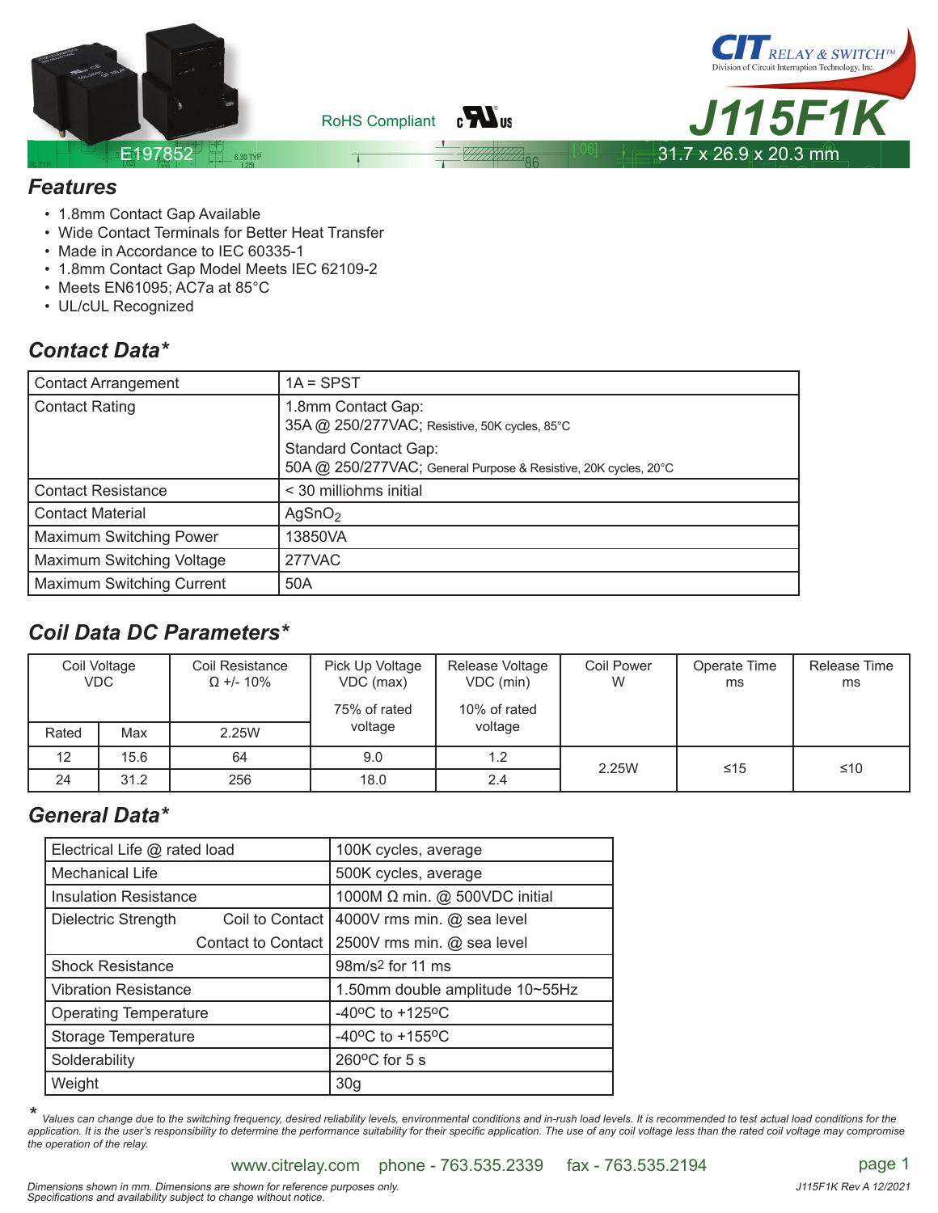RoHS Compliant

CIT RELAY & SWITCH™
Division of Circuit Interruption Technology, Inc.

# J115F1K

E197852

31.7 x 26.9 x 20.3 mm

## Features

- 1.8mm Contact Gap Available
- Wide Contact Terminals for Better Heat Transfer
- Made in Accordance to IEC 60335-1
- 1.8mm Contact Gap Model Meets IEC 62109-2
- Meets EN61095; AC7a at 85°C
- UL/cUL Recognized

## Contact Data*

| | |
|---|---|
| Contact Arrangement | 1A = SPST |
| Contact Rating | 1.8mm Contact Gap:<br>35A @ 250/277VAC; Resistive, 50K cycles, 85°C<br>Standard Contact Gap:<br>50A @ 250/277VAC; General Purpose & Resistive, 20K cycles, 20°C |
| Contact Resistance | < 30 milliohms initial |
| Contact Material | $AgSnO_2$ |
| Maximum Switching Power | 13850VA |
| Maximum Switching Voltage | 277VAC |
| Maximum Switching Current | 50A |

## Coil Data DC Parameters*

| Coil Voltage VDC | | Coil Resistance Ω +/- 10% | Pick Up Voltage VDC (max) | Release Voltage VDC (min) | Coil Power W | Operate Time ms | Release Time ms |
|---|---|---|---|---|---|---|---|
| Rated | Max | 2.25W | 75% of rated voltage | 10% of rated voltage | | | |
| 12 | 15.6 | 64 | 9.0 | 1.2 | 2.25W | ≤15 | ≤10 |
| 24 | 31.2 | 256 | 18.0 | 2.4 | | | |

## General Data*

| | |
|---|---|
| Electrical Life @ rated load | 100K cycles, average |
| Mechanical Life | 500K cycles, average |
| Insulation Resistance | 1000M Ω min. @ 500VDC initial |
| Dielectric Strength — Coil to Contact | 4000V rms min. @ sea level |
| Dielectric Strength — Contact to Contact | 2500V rms min. @ sea level |
| Shock Resistance | 98m/s² for 11 ms |
| Vibration Resistance | 1.50mm double amplitude 10~55Hz |
| Operating Temperature | -40°C to +125°C |
| Storage Temperature | -40°C to +155°C |
| Solderability | 260°C for 5 s |
| Weight | 30g |

* *Values can change due to the switching frequency, desired reliability levels, environmental conditions and in-rush load levels. It is recommended to test actual load conditions for the application. It is the user's responsibility to determine the performance suitability for their specific application. The use of any coil voltage less than the rated coil voltage may compromise the operation of the relay.*

www.citrelay.com phone - 763.535.2339 fax - 763.535.2194

*Dimensions shown in mm. Dimensions are shown for reference purposes only.*
*Specifications and availability subject to change without notice.*

*J115F1K Rev A 12/2021*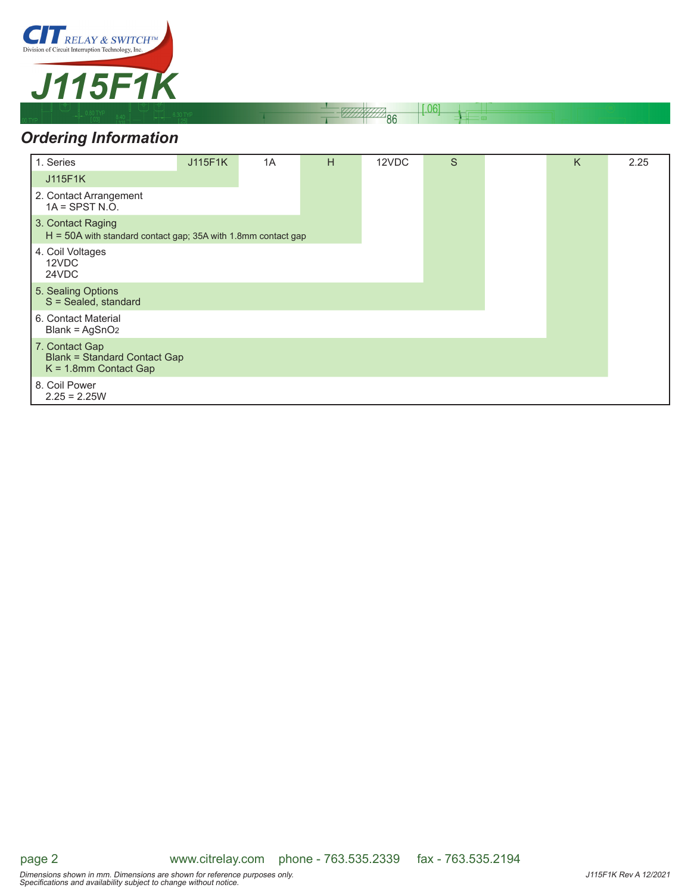# J115F1K

## Ordering Information

| 1. Series | J115F1K | 1A | H | 12VDC | S | | K | 2.25 |
|---|---|---|---|---|---|---|---|---|
| J115F1K | | | | | | | | |
| 2. Contact Arrangement<br>1A = SPST N.O. | | | | | | | | |
| 3. Contact Raging<br>H = 50A with standard contact gap; 35A with 1.8mm contact gap | | | | | | | | |
| 4. Coil Voltages<br>12VDC<br>24VDC | | | | | | | | |
| 5. Sealing Options<br>S = Sealed, standard | | | | | | | | |
| 6. Contact Material<br>Blank = $AgSnO_2$ | | | | | | | | |
| 7. Contact Gap<br>Blank = Standard Contact Gap<br>K = 1.8mm Contact Gap | | | | | | | | |
| 8. Coil Power<br>2.25 = 2.25W | | | | | | | | |

www.citrelay.com phone - 763.535.2339 fax - 763.535.2194

*Dimensions shown in mm. Dimensions are shown for reference purposes only.*
*Specifications and availability subject to change without notice.*

*J115F1K Rev A 12/2021*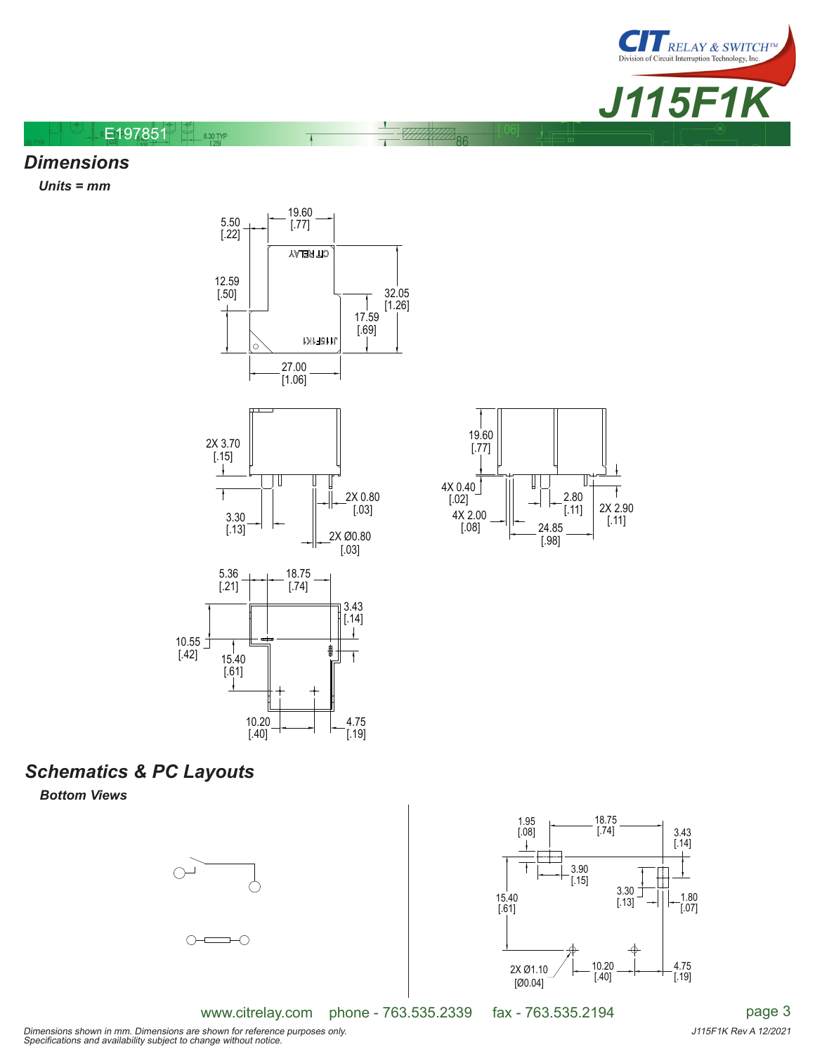## Dimensions

***Units = mm***

5.50
[.22]

19.60
[.77]

CIT RELAY

12.59
[.50]

32.05
[1.26]

17.59
[.69]

J115F1K

27.00
[1.06]

2X 3.70
[.15]

3.30
[.13]

2X 0.80
[.03]

2X Ø0.80
[.03]

19.60
[.77]

4X 0.40
[.02]

4X 2.00
[.08]

2.80
[.11]

2X 2.90
[.11]

24.85
[.98]

5.36
[.21]

18.75
[.74]

3.43
[.14]

10.55
[.42]

15.40
[.61]

10.20
[.40]

4.75
[.19]

## Schematics & PC Layouts

***Bottom Views***

1.95
[.08]

18.75
[.74]

3.43
[.14]

3.90
[.15]

3.30
[.13]

1.80
[.07]

15.40
[.61]

2X Ø1.10
[Ø0.04]

10.20
[.40]

4.75
[.19]

www.citrelay.com phone - 763.535.2339 fax - 763.535.2194

*Dimensions shown in mm. Dimensions are shown for reference purposes only.*
*Specifications and availability subject to change without notice.*

*J115F1K Rev A 12/2021*